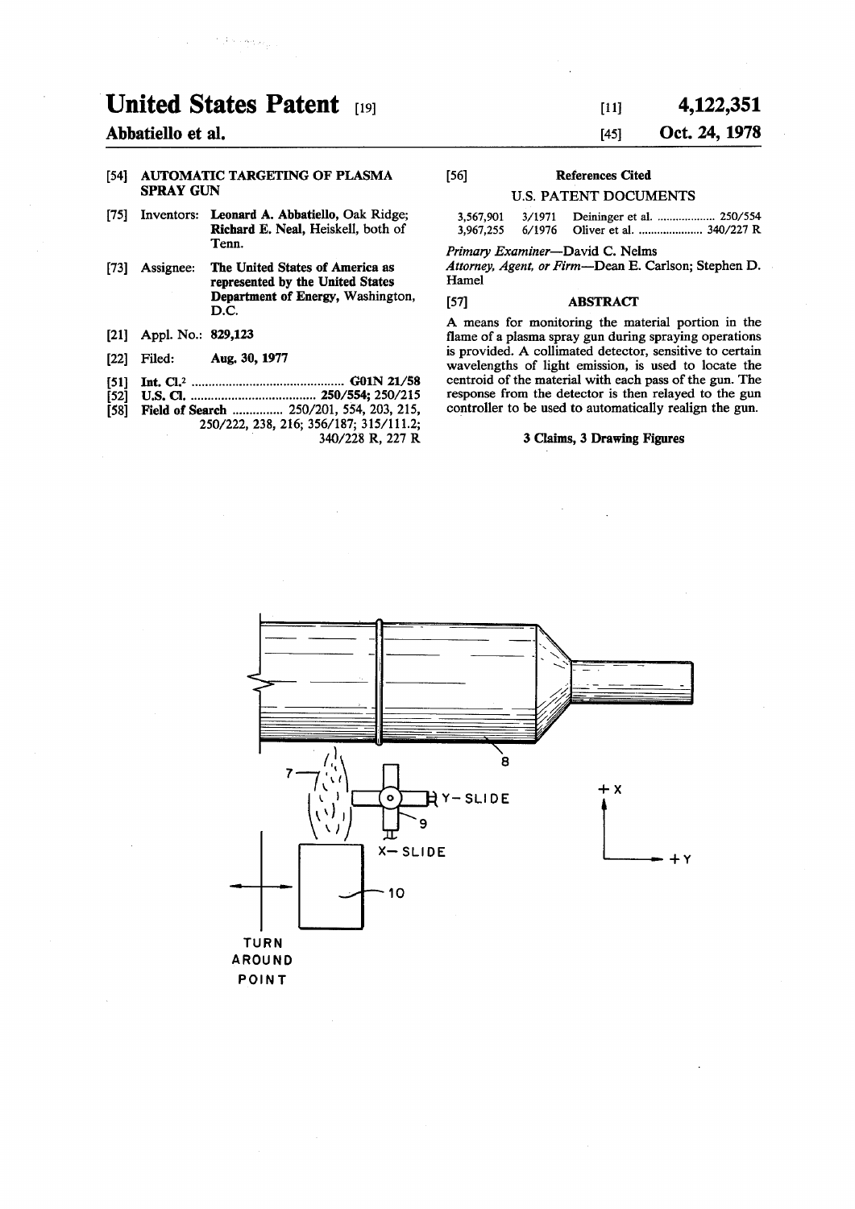# United States Patent [19]

**Abbatiello et al.**

[11] **4,122,351**

[45] **Oct. 24, 1978**

[54] **AUTOMATIC TARGETING OF PLASMA SPRAY GUN**

[75] Inventors: **Leonard A. Abbatiello**, Oak Ridge; **Richard E. Neal**, Heiskell, both of Tenn.

[73] Assignee: **The United States of America as represented by the United States Department of Energy**, Washington, D.C.

[21] Appl. No.: **829,123**

[22] Filed: **Aug. 30, 1977**

[51] **Int. Cl.**[2] .............................................. **G01N 21/58**

[52] **U.S. Cl.** ..................................... **250/554; 250/215**

[58] **Field of Search** ............... 250/201, 554, 203, 215, 250/222, 238, 216; 356/187; 315/111.2; 340/228 R, 227 R

[56] **References Cited**

U.S. PATENT DOCUMENTS

| | | | |
|---|---|---|---|
| 3,567,901 | 3/1971 | Deininger et al. | 250/554 |
| 3,967,255 | 6/1976 | Oliver et al. | 340/227 R |

*Primary Examiner*—David C. Nelms

*Attorney, Agent, or Firm*—Dean E. Carlson; Stephen D. Hamel

[57] **ABSTRACT**

A means for monitoring the material portion in the flame of a plasma spray gun during spraying operations is provided. A collimated detector, sensitive to certain wavelengths of light emission, is used to locate the centroid of the material with each pass of the gun. The response from the detector is then relayed to the gun controller to be used to automatically realign the gun.

**3 Claims, 3 Drawing Figures**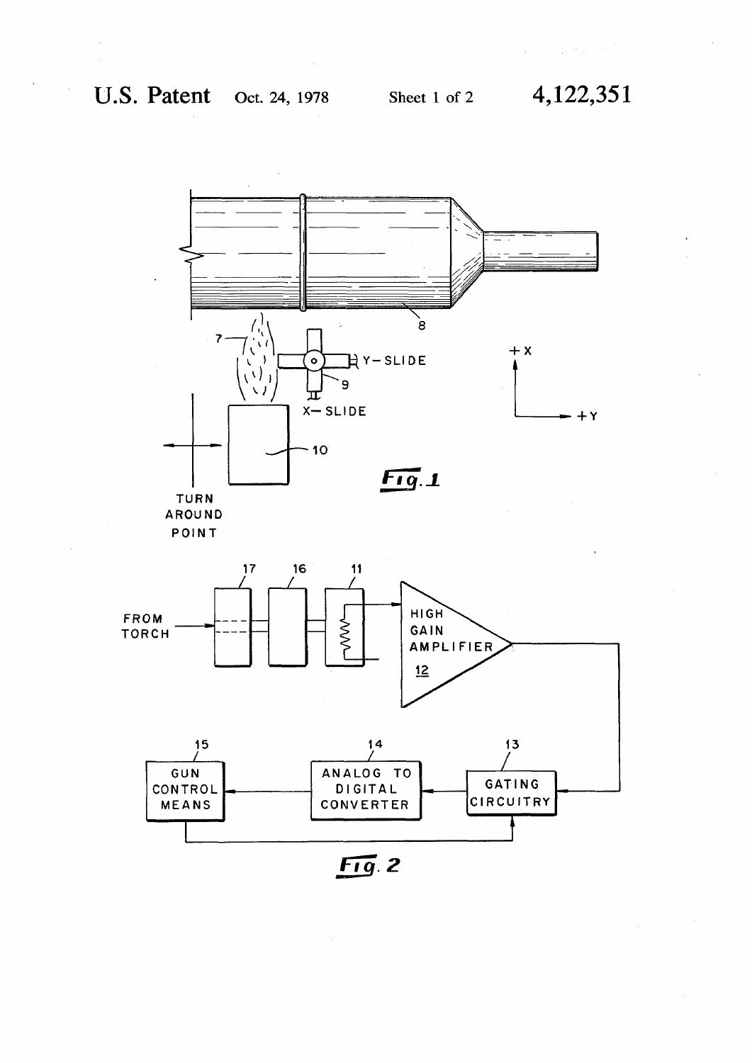8

7

+X

Y-SLIDE

9

X-SLIDE

+Y

10

TURN AROUND POINT

**Fig. 1**

17 16 11

FROM TORCH

HIGH GAIN AMPLIFIER 12

15 14 13

GUN CONTROL MEANS

ANALOG TO DIGITAL CONVERTER

GATING CIRCUITRY

**Fig. 2**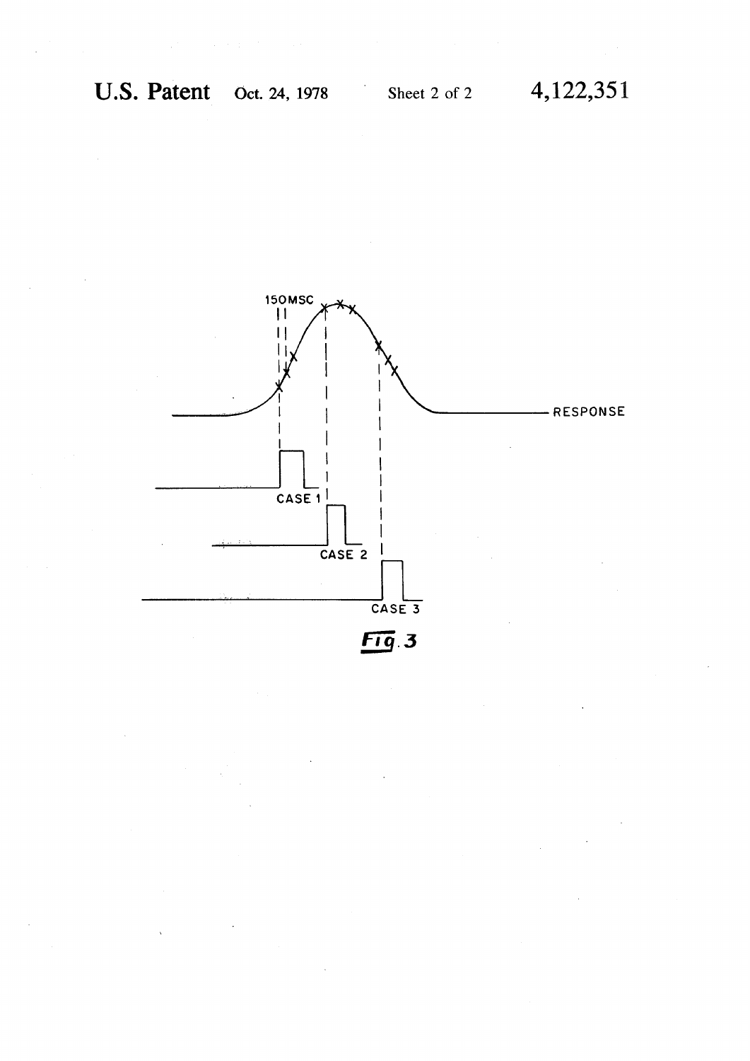Fig. 3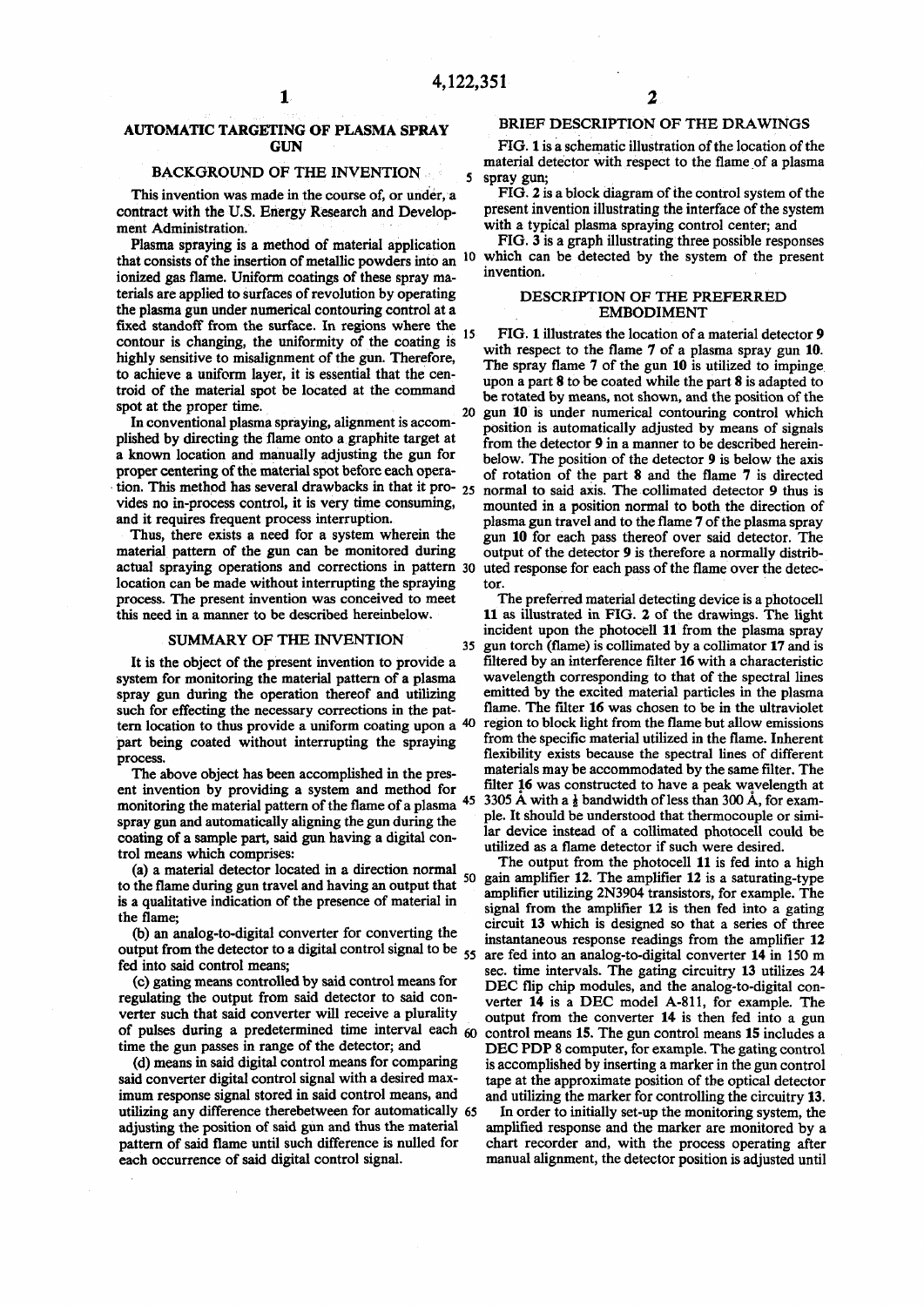## AUTOMATIC TARGETING OF PLASMA SPRAY GUN

### BACKGROUND OF THE INVENTION

This invention was made in the course of, or under, a contract with the U.S. Energy Research and Development Administration.

Plasma spraying is a method of material application that consists of the insertion of metallic powders into an ionized gas flame. Uniform coatings of these spray materials are applied to surfaces of revolution by operating the plasma gun under numerical contouring control at a fixed standoff from the surface. In regions where the contour is changing, the uniformity of the coating is highly sensitive to misalignment of the gun. Therefore, to achieve a uniform layer, it is essential that the centroid of the material spot be located at the command spot at the proper time.

In conventional plasma spraying, alignment is accomplished by directing the flame onto a graphite target at a known location and manually adjusting the gun for proper centering of the material spot before each operation. This method has several drawbacks in that it provides no in-process control, it is very time consuming, and it requires frequent process interruption.

Thus, there exists a need for a system wherein the material pattern of the gun can be monitored during actual spraying operations and corrections in pattern location can be made without interrupting the spraying process. The present invention was conceived to meet this need in a manner to be described hereinbelow.

### SUMMARY OF THE INVENTION

It is the object of the present invention to provide a system for monitoring the material pattern of a plasma spray gun during the operation thereof and utilizing such for effecting the necessary corrections in the pattern location to thus provide a uniform coating upon a part being coated without interrupting the spraying process.

The above object has been accomplished in the present invention by providing a system and method for monitoring the material pattern of the flame of a plasma spray gun and automatically aligning the gun during the coating of a sample part, said gun having a digital control means which comprises:

(a) a material detector located in a direction normal to the flame during gun travel and having an output that is a qualitative indication of the presence of material in the flame;

(b) an analog-to-digital converter for converting the output from the detector to a digital control signal to be fed into said control means;

(c) gating means controlled by said control means for regulating the output from said detector to said converter such that said converter will receive a plurality of pulses during a predetermined time interval each time the gun passes in range of the detector; and

(d) means in said digital control means for comparing said converter digital control signal with a desired maximum response signal stored in said control means, and utilizing any difference therebetween for automatically adjusting the position of said gun and thus the material pattern of said flame until such difference is nulled for each occurrence of said digital control signal.

### BRIEF DESCRIPTION OF THE DRAWINGS

FIG. 1 is a schematic illustration of the location of the material detector with respect to the flame of a plasma spray gun;

FIG. 2 is a block diagram of the control system of the present invention illustrating the interface of the system with a typical plasma spraying control center; and

FIG. 3 is a graph illustrating three possible responses which can be detected by the system of the present invention.

### DESCRIPTION OF THE PREFERRED EMBODIMENT

FIG. 1 illustrates the location of a material detector 9 with respect to the flame 7 of a plasma spray gun 10. The spray flame 7 of the gun 10 is utilized to impinge upon a part 8 to be coated while the part 8 is adapted to be rotated by means, not shown, and the position of the gun 10 is under numerical contouring control which position is automatically adjusted by means of signals from the detector 9 in a manner to be described hereinbelow. The position of the detector 9 is below the axis of rotation of the part 8 and the flame 7 is directed normal to said axis. The collimated detector 9 thus is mounted in a position normal to both the direction of plasma gun travel and to the flame 7 of the plasma spray gun 10 for each pass thereof over said detector. The output of the detector 9 is therefore a normally distributed response for each pass of the flame over the detector.

The preferred material detecting device is a photocell 11 as illustrated in FIG. 2 of the drawings. The light incident upon the photocell 11 from the plasma spray gun torch (flame) is collimated by a collimator 17 and is filtered by an interference filter 16 with a characteristic wavelength corresponding to that of the spectral lines emitted by the excited material particles in the plasma flame. The filter 16 was chosen to be in the ultraviolet region to block light from the flame but allow emissions from the specific material utilized in the flame. Inherent flexibility exists because the spectral lines of different materials may be accommodated by the same filter. The filter 16 was constructed to have a peak wavelength at 3305 Å with a ½ bandwidth of less than 300 Å, for example. It should be understood that thermocouple or similar device instead of a collimated photocell could be utilized as a flame detector if such were desired.

The output from the photocell 11 is fed into a high gain amplifier 12. The amplifier 12 is a saturating-type amplifier utilizing 2N3904 transistors, for example. The signal from the amplifier 12 is then fed into a gating circuit 13 which is designed so that a series of three instantaneous response readings from the amplifier 12 are fed into an analog-to-digital converter 14 in 150 m sec. time intervals. The gating circuitry 13 utilizes 24 DEC flip chip modules, and the analog-to-digital converter 14 is a DEC model A-811, for example. The output from the converter 14 is then fed into a gun control means 15. The gun control means 15 includes a DEC PDP 8 computer, for example. The gating control is accomplished by inserting a marker in the gun control tape at the approximate position of the optical detector and utilizing the marker for controlling the circuitry 13.

In order to initially set-up the monitoring system, the amplified response and the marker are monitored by a chart recorder and, with the process operating after manual alignment, the detector position is adjusted until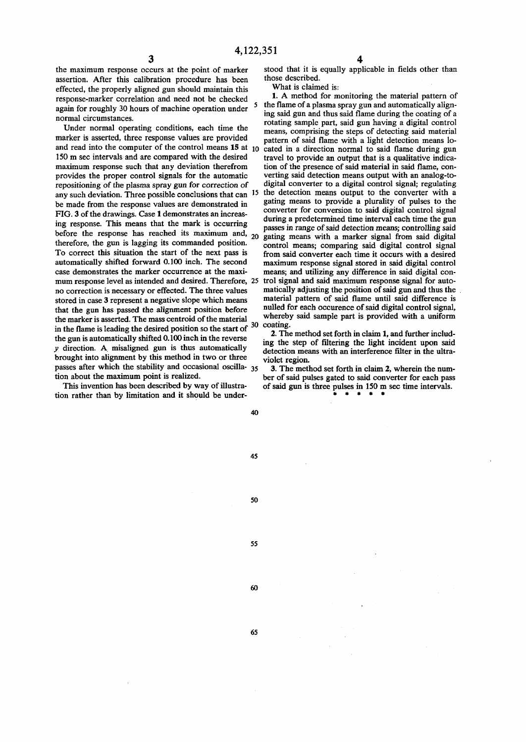the maximum response occurs at the point of marker assertion. After this calibration procedure has been effected, the properly aligned gun should maintain this response-marker correlation and need not be checked again for roughly 30 hours of machine operation under normal circumstances.

Under normal operating conditions, each time the marker is asserted, three response values are provided and read into the computer of the control means **15** at 150 m sec intervals and are compared with the desired maximum response such that any deviation therefrom provides the proper control signals for the automatic repositioning of the plasma spray gun for correction of any such deviation. Three possible conclusions that can be made from the response values are demonstrated in FIG. 3 of the drawings. Case **1** demonstrates an increasing response. This means that the mark is occurring before the response has reached its maximum and, therefore, the gun is lagging its commanded position. To correct this situation the start of the next pass is automatically shifted forward 0.100 inch. The second case demonstrates the marker occurrence at the maximum response level as intended and desired. Therefore, no correction is necessary or effected. The three values stored in case **3** represent a negative slope which means that the gun has passed the alignment position before the marker is asserted. The mass centroid of the material in the flame is leading the desired position so the start of the gun is automatically shifted 0.100 inch in the reverse *y* direction. A misaligned gun is thus automatically brought into alignment by this method in two or three passes after which the stability and occasional oscillation about the maximum point is realized.

This invention has been described by way of illustration rather than by limitation and it should be understood that it is equally applicable in fields other than those described.

What is claimed is:

**1.** A method for monitoring the material pattern of the flame of a plasma spray gun and automatically aligning said gun and thus said flame during the coating of a rotating sample part, said gun having a digital control means, comprising the steps of detecting said material pattern of said flame with a light detection means located in a direction normal to said flame during gun travel to provide an output that is a qualitative indication of the presence of said material in said flame, converting said detection means output with an analog-to-digital converter to a digital control signal; regulating the detection means output to the converter with a gating means to provide a plurality of pulses to the converter for conversion to said digital control signal during a predetermined time interval each time the gun passes in range of said detection means; controlling said gating means with a marker signal from said digital control means; comparing said digital control signal from said converter each time it occurs with a desired maximum response signal stored in said digital control means; and utilizing any difference in said digital control signal and said maximum response signal for automatically adjusting the position of said gun and thus the material pattern of said flame until said difference is nulled for each occurence of said digital control signal, whereby said sample part is provided with a uniform coating.

**2.** The method set forth in claim **1**, and further including the step of filtering the light incident upon said detection means with an interference filter in the ultraviolet region.

**3.** The method set forth in claim **2**, wherein the number of said pulses gated to said converter for each pass of said gun is three pulses in 150 m sec time intervals.

\* \* \* \* \*